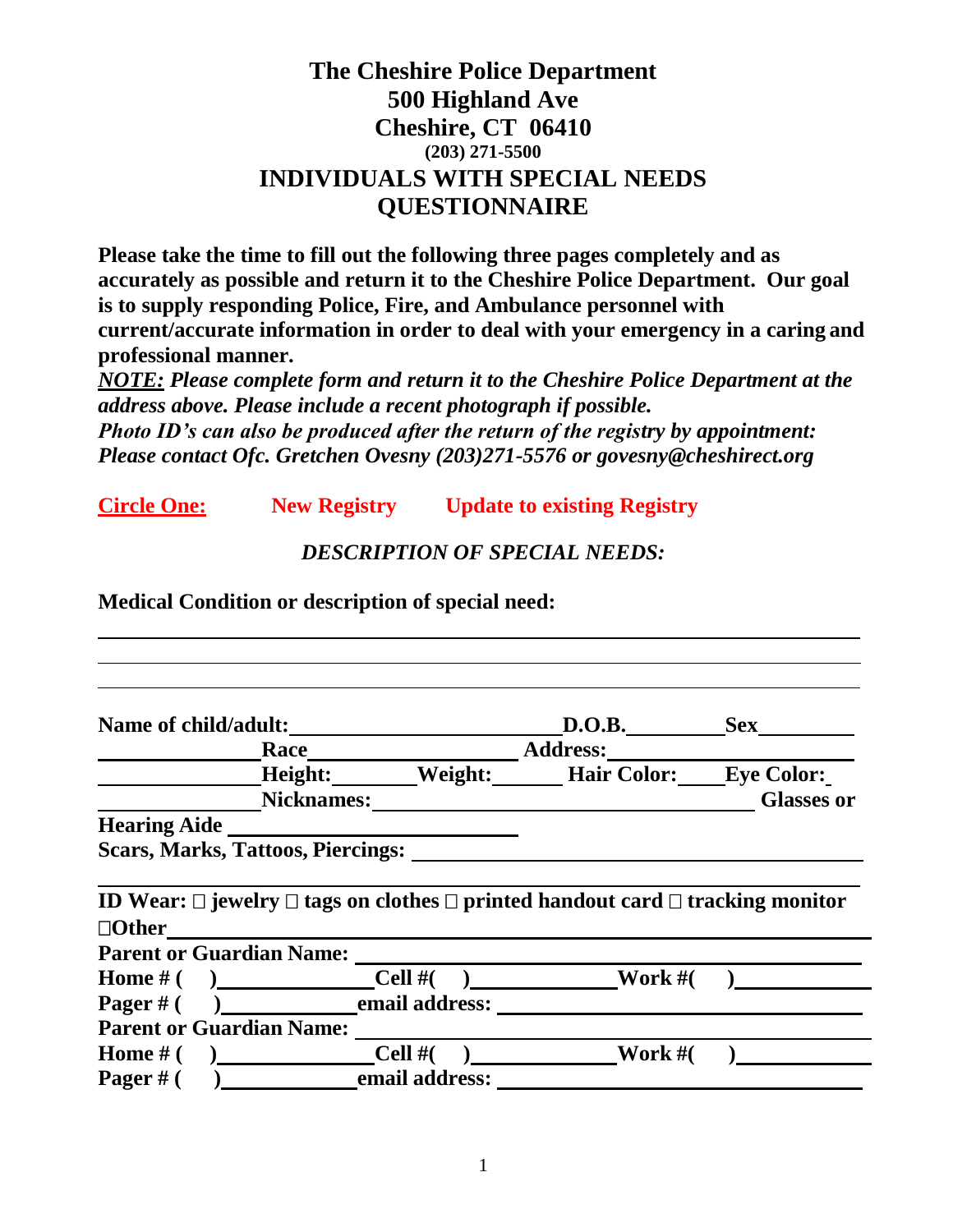# The Cheshire Police Department
# 500 Highland Ave
# Cheshire, CT 06410
### (203) 271-5500
# INDIVIDUALS WITH SPECIAL NEEDS QUESTIONNAIRE

**Please take the time to fill out the following three pages completely and as accurately as possible and return it to the Cheshire Police Department. Our goal is to supply responding Police, Fire, and Ambulance personnel with current/accurate information in order to deal with your emergency in a caring and professional manner.**

***NOTE:* *Please complete form and return it to the Cheshire Police Department at the address above. Please include a recent photograph if possible.***

***Photo ID's can also be produced after the return of the registry by appointment: Please contact Ofc. Gretchen Ovesny (203)271-5576 or govesny@cheshirect.org***

**Circle One:** **New Registry** **Update to existing Registry**

***DESCRIPTION OF SPECIAL NEEDS:***

**Medical Condition or description of special need:**

______________________________________________________________

______________________________________________________________

______________________________________________________________

**Name of child/adult:** ____________________ **D.O.B.** __________ **Sex** __________

__________ **Race** ______________ **Address:** ____________________

__________ **Height:** ______ **Weight:** ______ **Hair Color:** ____ **Eye Color:** _

__________ **Nicknames:** ______________________________ **Glasses or Hearing Aide** ____________________

**Scars, Marks, Tattoos, Piercings:** ______________________________

______________________________________________________________

**ID Wear:** ☐ **jewelry** ☐ **tags on clothes** ☐ **printed handout card** ☐ **tracking monitor** ☐**Other** ______________________________

**Parent or Guardian Name:** ______________________________

**Home # (  )** ____________ **Cell #(  )** ____________ **Work #(  )** ____________

**Pager # (  )** ____________ **email address:** ______________________________

**Parent or Guardian Name:** ______________________________

**Home # (  )** ____________ **Cell #(  )** ____________ **Work #(  )** ____________

**Pager # (  )** ____________ **email address:** ______________________________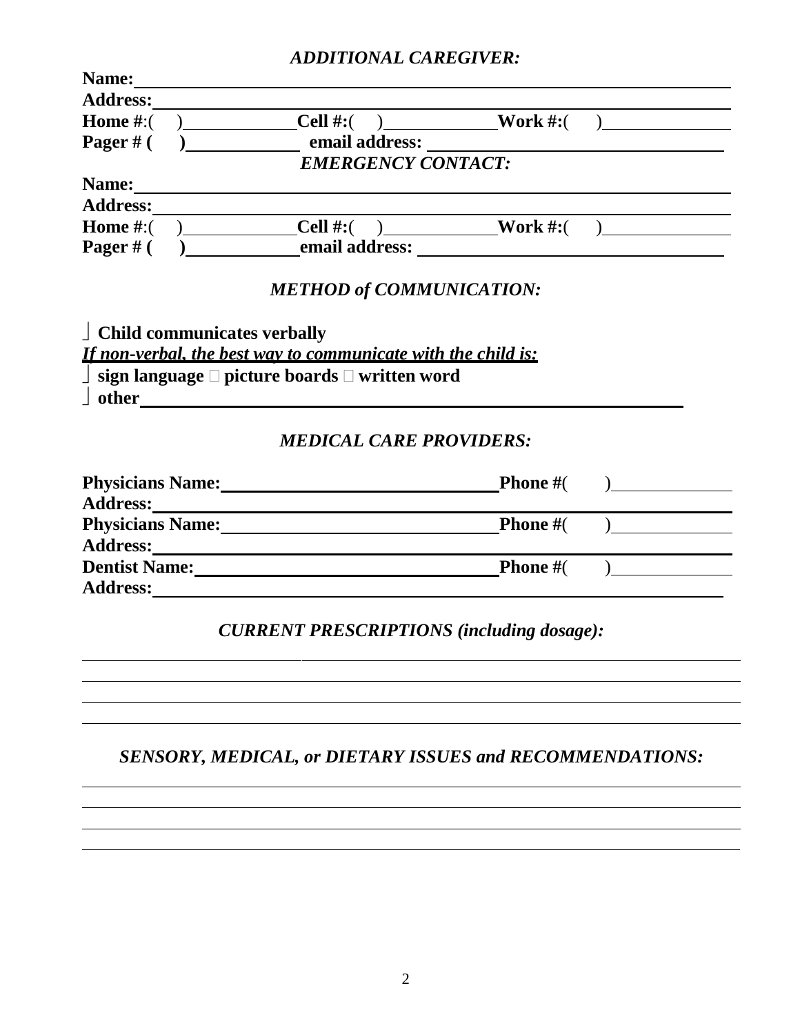*ADDITIONAL CAREGIVER:*

**Name:** \_\_\_\_\_\_\_\_\_\_\_\_\_\_\_\_\_\_\_\_\_\_\_\_\_\_\_\_\_\_\_\_\_\_\_\_\_\_\_\_

**Address:** \_\_\_\_\_\_\_\_\_\_\_\_\_\_\_\_\_\_\_\_\_\_\_\_\_\_\_\_\_\_\_\_\_\_\_\_\_\_\_\_

**Home #**:( ) \_\_\_\_\_\_\_\_\_\_ **Cell #:**( ) \_\_\_\_\_\_\_\_\_\_ **Work #:**( ) \_\_\_\_\_\_\_\_\_\_

**Pager # ( )** \_\_\_\_\_\_\_\_\_\_ **email address:** \_\_\_\_\_\_\_\_\_\_\_\_\_\_\_\_\_\_\_\_

*EMERGENCY CONTACT:*

**Name:** \_\_\_\_\_\_\_\_\_\_\_\_\_\_\_\_\_\_\_\_\_\_\_\_\_\_\_\_\_\_\_\_\_\_\_\_\_\_\_\_

**Address:** \_\_\_\_\_\_\_\_\_\_\_\_\_\_\_\_\_\_\_\_\_\_\_\_\_\_\_\_\_\_\_\_\_\_\_\_\_\_\_\_

**Home #**:( ) \_\_\_\_\_\_\_\_\_\_ **Cell #:**( ) \_\_\_\_\_\_\_\_\_\_ **Work #:**( ) \_\_\_\_\_\_\_\_\_\_

**Pager # ( )** \_\_\_\_\_\_\_\_\_\_ **email address:** \_\_\_\_\_\_\_\_\_\_\_\_\_\_\_\_\_\_\_\_

*METHOD of COMMUNICATION:*

☐ **Child communicates verbally**

***If non-verbal, the best way to communicate with the child is:***

☐ **sign language** ☐ **picture boards** ☐ **written word**

☐ **other** \_\_\_\_\_\_\_\_\_\_\_\_\_\_\_\_\_\_\_\_\_\_\_\_\_\_\_\_\_\_\_\_\_\_\_\_\_\_\_\_

*MEDICAL CARE PROVIDERS:*

**Physicians Name:** \_\_\_\_\_\_\_\_\_\_\_\_\_\_\_\_\_\_\_\_\_\_\_\_ **Phone #**( ) \_\_\_\_\_\_\_\_\_\_

**Address:** \_\_\_\_\_\_\_\_\_\_\_\_\_\_\_\_\_\_\_\_\_\_\_\_\_\_\_\_\_\_\_\_\_\_\_\_\_\_\_\_

**Physicians Name:** \_\_\_\_\_\_\_\_\_\_\_\_\_\_\_\_\_\_\_\_\_\_\_\_ **Phone #**( ) \_\_\_\_\_\_\_\_\_\_

**Address:** \_\_\_\_\_\_\_\_\_\_\_\_\_\_\_\_\_\_\_\_\_\_\_\_\_\_\_\_\_\_\_\_\_\_\_\_\_\_\_\_

**Dentist Name:** \_\_\_\_\_\_\_\_\_\_\_\_\_\_\_\_\_\_\_\_\_\_\_\_ **Phone #**( ) \_\_\_\_\_\_\_\_\_\_

**Address:** \_\_\_\_\_\_\_\_\_\_\_\_\_\_\_\_\_\_\_\_\_\_\_\_\_\_\_\_\_\_\_\_\_\_\_\_\_\_\_\_

*CURRENT PRESCRIPTIONS (including dosage):*

\_\_\_\_\_\_\_\_\_\_\_\_\_\_\_\_\_\_\_\_\_\_\_\_\_\_\_\_\_\_\_\_\_\_\_\_\_\_\_\_\_\_\_\_\_\_\_\_\_\_

\_\_\_\_\_\_\_\_\_\_\_\_\_\_\_\_\_\_\_\_\_\_\_\_\_\_\_\_\_\_\_\_\_\_\_\_\_\_\_\_\_\_\_\_\_\_\_\_\_\_

\_\_\_\_\_\_\_\_\_\_\_\_\_\_\_\_\_\_\_\_\_\_\_\_\_\_\_\_\_\_\_\_\_\_\_\_\_\_\_\_\_\_\_\_\_\_\_\_\_\_

\_\_\_\_\_\_\_\_\_\_\_\_\_\_\_\_\_\_\_\_\_\_\_\_\_\_\_\_\_\_\_\_\_\_\_\_\_\_\_\_\_\_\_\_\_\_\_\_\_\_

*SENSORY, MEDICAL, or DIETARY ISSUES and RECOMMENDATIONS:*

\_\_\_\_\_\_\_\_\_\_\_\_\_\_\_\_\_\_\_\_\_\_\_\_\_\_\_\_\_\_\_\_\_\_\_\_\_\_\_\_\_\_\_\_\_\_\_\_\_\_

\_\_\_\_\_\_\_\_\_\_\_\_\_\_\_\_\_\_\_\_\_\_\_\_\_\_\_\_\_\_\_\_\_\_\_\_\_\_\_\_\_\_\_\_\_\_\_\_\_\_

\_\_\_\_\_\_\_\_\_\_\_\_\_\_\_\_\_\_\_\_\_\_\_\_\_\_\_\_\_\_\_\_\_\_\_\_\_\_\_\_\_\_\_\_\_\_\_\_\_\_

\_\_\_\_\_\_\_\_\_\_\_\_\_\_\_\_\_\_\_\_\_\_\_\_\_\_\_\_\_\_\_\_\_\_\_\_\_\_\_\_\_\_\_\_\_\_\_\_\_\_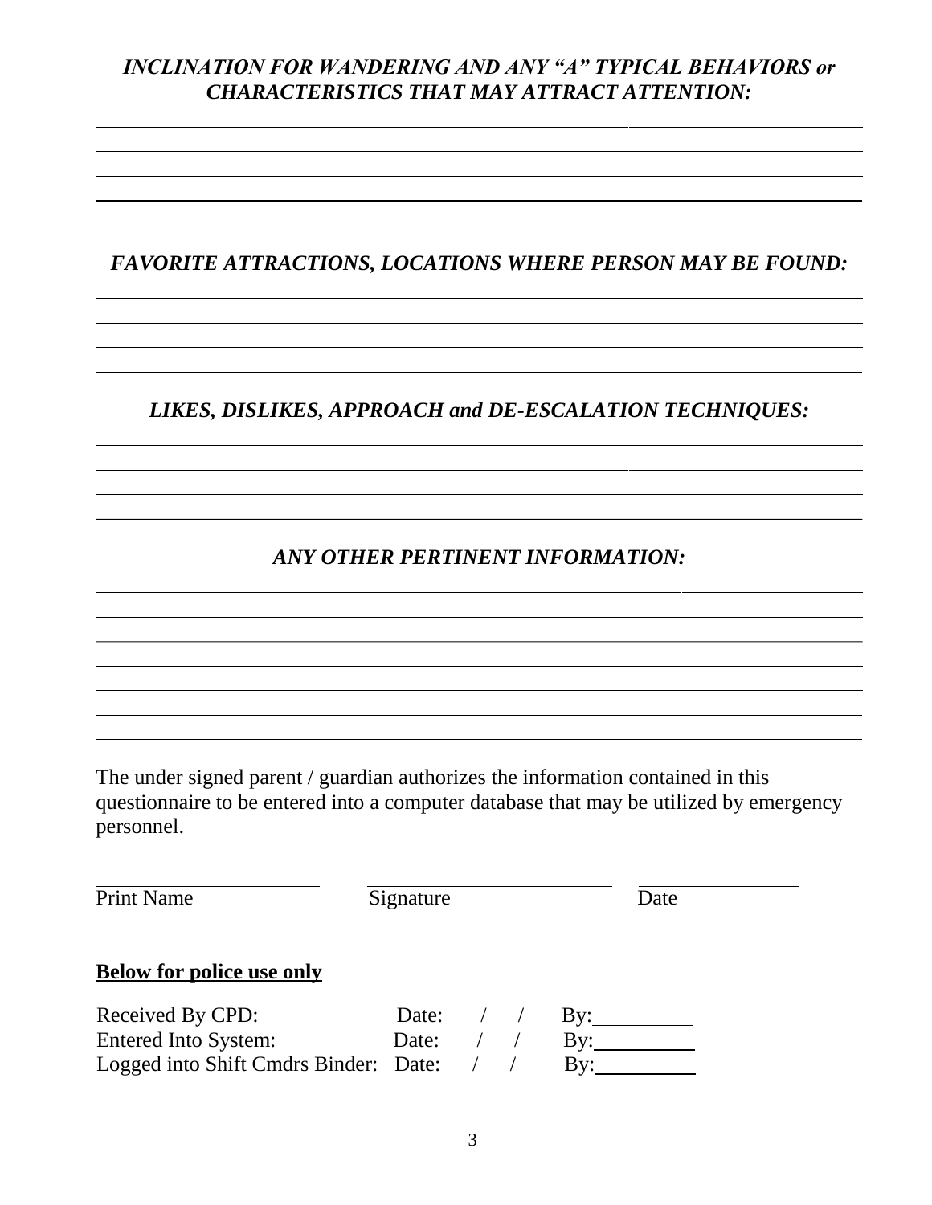***INCLINATION FOR WANDERING AND ANY "A" TYPICAL BEHAVIORS or CHARACTERISTICS THAT MAY ATTRACT ATTENTION:***

\_\_\_\_\_\_\_\_\_\_\_\_\_\_\_\_\_\_\_\_\_\_\_\_\_\_\_\_\_\_\_\_\_\_\_\_\_\_\_\_\_\_\_\_\_\_\_\_\_\_\_\_\_\_\_\_\_\_\_\_\_\_\_\_\_\_\_\_\_\_\_\_
\_\_\_\_\_\_\_\_\_\_\_\_\_\_\_\_\_\_\_\_\_\_\_\_\_\_\_\_\_\_\_\_\_\_\_\_\_\_\_\_\_\_\_\_\_\_\_\_\_\_\_\_\_\_\_\_\_\_\_\_\_\_\_\_\_\_\_\_\_\_\_\_
\_\_\_\_\_\_\_\_\_\_\_\_\_\_\_\_\_\_\_\_\_\_\_\_\_\_\_\_\_\_\_\_\_\_\_\_\_\_\_\_\_\_\_\_\_\_\_\_\_\_\_\_\_\_\_\_\_\_\_\_\_\_\_\_\_\_\_\_\_\_\_\_
\_\_\_\_\_\_\_\_\_\_\_\_\_\_\_\_\_\_\_\_\_\_\_\_\_\_\_\_\_\_\_\_\_\_\_\_\_\_\_\_\_\_\_\_\_\_\_\_\_\_\_\_\_\_\_\_\_\_\_\_\_\_\_\_\_\_\_\_\_\_\_\_

***FAVORITE ATTRACTIONS, LOCATIONS WHERE PERSON MAY BE FOUND:***

\_\_\_\_\_\_\_\_\_\_\_\_\_\_\_\_\_\_\_\_\_\_\_\_\_\_\_\_\_\_\_\_\_\_\_\_\_\_\_\_\_\_\_\_\_\_\_\_\_\_\_\_\_\_\_\_\_\_\_\_\_\_\_\_\_\_\_\_\_\_\_\_
\_\_\_\_\_\_\_\_\_\_\_\_\_\_\_\_\_\_\_\_\_\_\_\_\_\_\_\_\_\_\_\_\_\_\_\_\_\_\_\_\_\_\_\_\_\_\_\_\_\_\_\_\_\_\_\_\_\_\_\_\_\_\_\_\_\_\_\_\_\_\_\_
\_\_\_\_\_\_\_\_\_\_\_\_\_\_\_\_\_\_\_\_\_\_\_\_\_\_\_\_\_\_\_\_\_\_\_\_\_\_\_\_\_\_\_\_\_\_\_\_\_\_\_\_\_\_\_\_\_\_\_\_\_\_\_\_\_\_\_\_\_\_\_\_
\_\_\_\_\_\_\_\_\_\_\_\_\_\_\_\_\_\_\_\_\_\_\_\_\_\_\_\_\_\_\_\_\_\_\_\_\_\_\_\_\_\_\_\_\_\_\_\_\_\_\_\_\_\_\_\_\_\_\_\_\_\_\_\_\_\_\_\_\_\_\_\_

***LIKES, DISLIKES, APPROACH and DE-ESCALATION TECHNIQUES:***

\_\_\_\_\_\_\_\_\_\_\_\_\_\_\_\_\_\_\_\_\_\_\_\_\_\_\_\_\_\_\_\_\_\_\_\_\_\_\_\_\_\_\_\_\_\_\_\_\_\_\_\_\_\_\_\_\_\_\_\_\_\_\_\_\_\_\_\_\_\_\_\_
\_\_\_\_\_\_\_\_\_\_\_\_\_\_\_\_\_\_\_\_\_\_\_\_\_\_\_\_\_\_\_\_\_\_\_\_\_\_\_\_\_\_\_\_\_\_\_\_\_\_\_\_\_\_\_\_\_\_\_\_\_\_\_\_\_\_\_\_\_\_\_\_
\_\_\_\_\_\_\_\_\_\_\_\_\_\_\_\_\_\_\_\_\_\_\_\_\_\_\_\_\_\_\_\_\_\_\_\_\_\_\_\_\_\_\_\_\_\_\_\_\_\_\_\_\_\_\_\_\_\_\_\_\_\_\_\_\_\_\_\_\_\_\_\_
\_\_\_\_\_\_\_\_\_\_\_\_\_\_\_\_\_\_\_\_\_\_\_\_\_\_\_\_\_\_\_\_\_\_\_\_\_\_\_\_\_\_\_\_\_\_\_\_\_\_\_\_\_\_\_\_\_\_\_\_\_\_\_\_\_\_\_\_\_\_\_\_

***ANY OTHER PERTINENT INFORMATION:***

\_\_\_\_\_\_\_\_\_\_\_\_\_\_\_\_\_\_\_\_\_\_\_\_\_\_\_\_\_\_\_\_\_\_\_\_\_\_\_\_\_\_\_\_\_\_\_\_\_\_\_\_\_\_\_\_\_\_\_\_\_\_\_\_\_\_\_\_\_\_\_\_
\_\_\_\_\_\_\_\_\_\_\_\_\_\_\_\_\_\_\_\_\_\_\_\_\_\_\_\_\_\_\_\_\_\_\_\_\_\_\_\_\_\_\_\_\_\_\_\_\_\_\_\_\_\_\_\_\_\_\_\_\_\_\_\_\_\_\_\_\_\_\_\_
\_\_\_\_\_\_\_\_\_\_\_\_\_\_\_\_\_\_\_\_\_\_\_\_\_\_\_\_\_\_\_\_\_\_\_\_\_\_\_\_\_\_\_\_\_\_\_\_\_\_\_\_\_\_\_\_\_\_\_\_\_\_\_\_\_\_\_\_\_\_\_\_
\_\_\_\_\_\_\_\_\_\_\_\_\_\_\_\_\_\_\_\_\_\_\_\_\_\_\_\_\_\_\_\_\_\_\_\_\_\_\_\_\_\_\_\_\_\_\_\_\_\_\_\_\_\_\_\_\_\_\_\_\_\_\_\_\_\_\_\_\_\_\_\_
\_\_\_\_\_\_\_\_\_\_\_\_\_\_\_\_\_\_\_\_\_\_\_\_\_\_\_\_\_\_\_\_\_\_\_\_\_\_\_\_\_\_\_\_\_\_\_\_\_\_\_\_\_\_\_\_\_\_\_\_\_\_\_\_\_\_\_\_\_\_\_\_
\_\_\_\_\_\_\_\_\_\_\_\_\_\_\_\_\_\_\_\_\_\_\_\_\_\_\_\_\_\_\_\_\_\_\_\_\_\_\_\_\_\_\_\_\_\_\_\_\_\_\_\_\_\_\_\_\_\_\_\_\_\_\_\_\_\_\_\_\_\_\_\_
\_\_\_\_\_\_\_\_\_\_\_\_\_\_\_\_\_\_\_\_\_\_\_\_\_\_\_\_\_\_\_\_\_\_\_\_\_\_\_\_\_\_\_\_\_\_\_\_\_\_\_\_\_\_\_\_\_\_\_\_\_\_\_\_\_\_\_\_\_\_\_\_

The under signed parent / guardian authorizes the information contained in this questionnaire to be entered into a computer database that may be utilized by emergency personnel.

\_\_\_\_\_\_\_\_\_\_\_\_\_\_\_\_\_\_\_\_\_\_ \_\_\_\_\_\_\_\_\_\_\_\_\_\_\_\_\_\_\_\_\_\_\_\_ \_\_\_\_\_\_\_\_\_\_\_\_\_\_\_\_
Print Name Signature Date

**<u>Below for police use only</u>**

Received By CPD: Date: / / By:\_\_\_\_\_\_\_\_\_\_
Entered Into System: Date: / / By:\_\_\_\_\_\_\_\_\_\_
Logged into Shift Cmdrs Binder: Date: / / By:\_\_\_\_\_\_\_\_\_\_